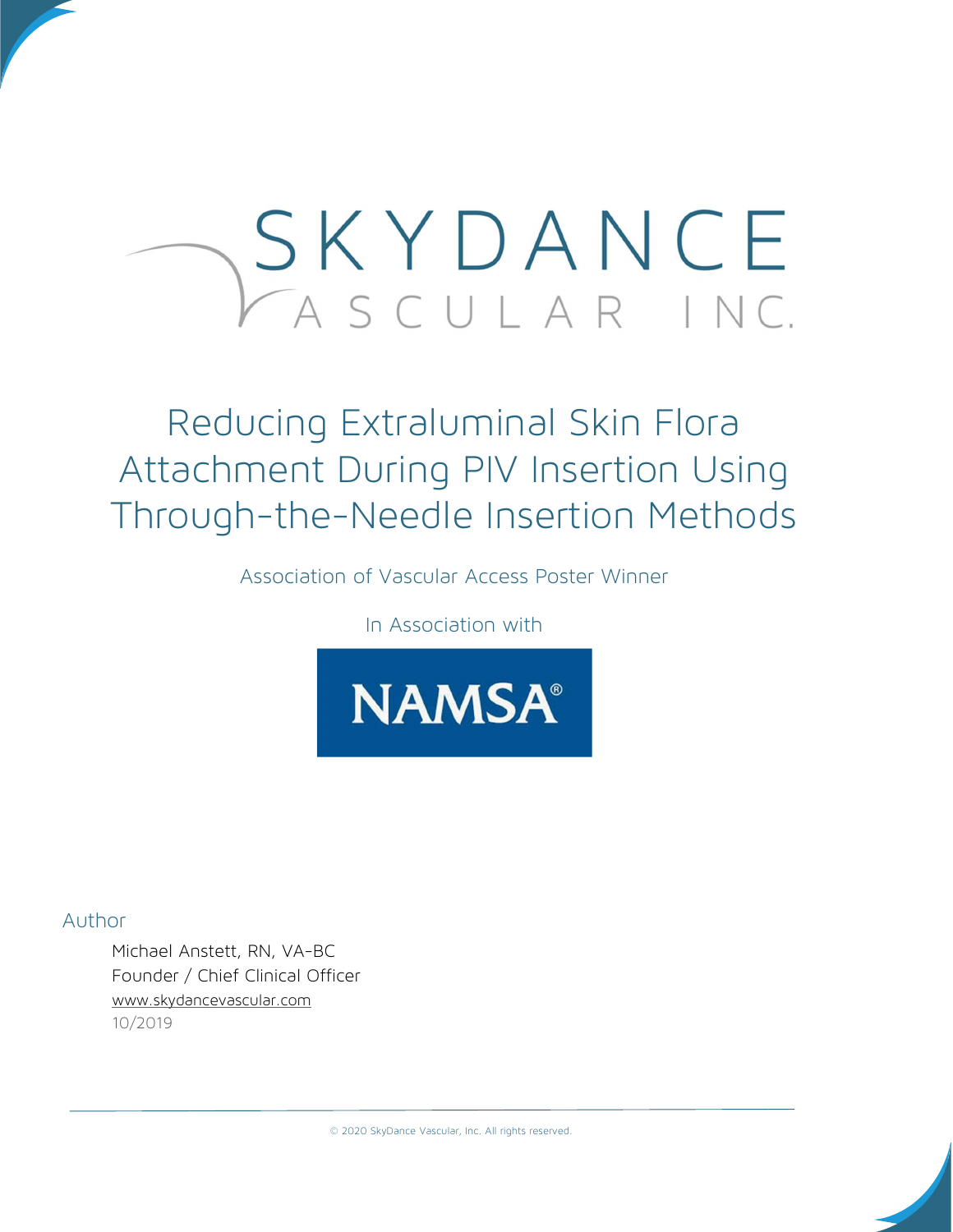# SKYDANCE VASCULAR INC.

# Reducing Extraluminal Skin Flora Attachment During PIV Insertion Using Through-the-Needle Insertion Methods

Association of Vascular Access Poster Winner

In Association with

NAMSA®

Author

Michael Anstett, RN, VA-BC
Founder / Chief Clinical Officer
www.skydancevascular.com
10/2019

© 2020 SkyDance Vascular, Inc. All rights reserved.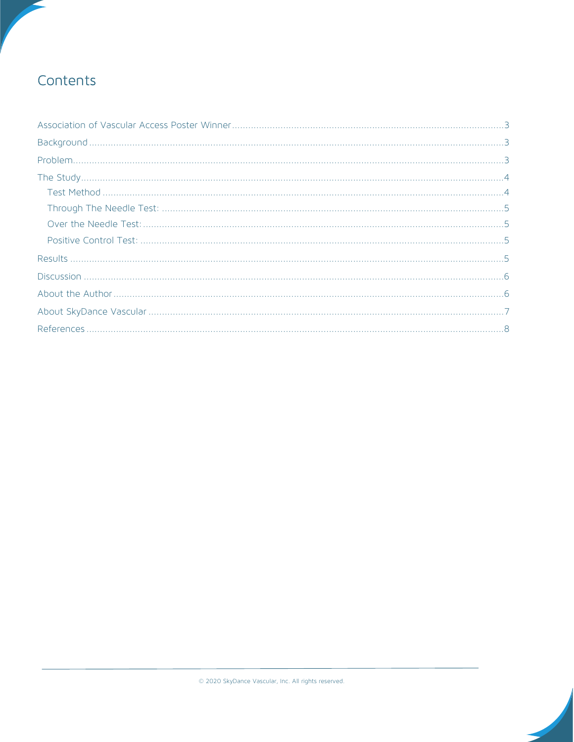# Contents

- Association of Vascular Access Poster Winner ..... 3
- Background ..... 3
- Problem ..... 3
- The Study ..... 4
  - Test Method ..... 4
  - Through The Needle Test: ..... 5
  - Over the Needle Test: ..... 5
  - Positive Control Test: ..... 5
- Results ..... 5
- Discussion ..... 6
- About the Author ..... 6
- About SkyDance Vascular ..... 7
- References ..... 8

© 2020 SkyDance Vascular, Inc. All rights reserved.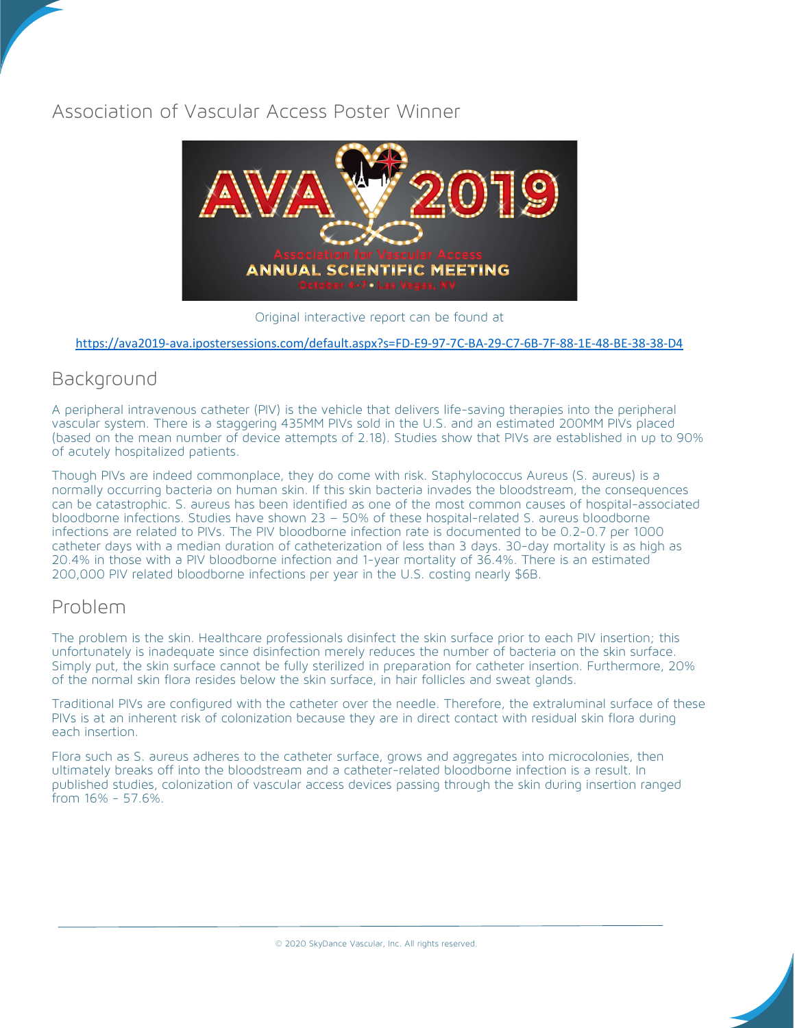## Association of Vascular Access Poster Winner

Original interactive report can be found at

https://ava2019-ava.ipostersessions.com/default.aspx?s=FD-E9-97-7C-BA-29-C7-6B-7F-88-1E-48-BE-38-38-D4

## Background

A peripheral intravenous catheter (PIV) is the vehicle that delivers life-saving therapies into the peripheral vascular system. There is a staggering 435MM PIVs sold in the U.S. and an estimated 200MM PIVs placed (based on the mean number of device attempts of 2.18). Studies show that PIVs are established in up to 90% of acutely hospitalized patients.

Though PIVs are indeed commonplace, they do come with risk. Staphylococcus Aureus (S. aureus) is a normally occurring bacteria on human skin. If this skin bacteria invades the bloodstream, the consequences can be catastrophic. S. aureus has been identified as one of the most common causes of hospital-associated bloodborne infections. Studies have shown 23 – 50% of these hospital-related S. aureus bloodborne infections are related to PIVs. The PIV bloodborne infection rate is documented to be 0.2-0.7 per 1000 catheter days with a median duration of catheterization of less than 3 days. 30-day mortality is as high as 20.4% in those with a PIV bloodborne infection and 1-year mortality of 36.4%. There is an estimated 200,000 PIV related bloodborne infections per year in the U.S. costing nearly $6B.

## Problem

The problem is the skin. Healthcare professionals disinfect the skin surface prior to each PIV insertion; this unfortunately is inadequate since disinfection merely reduces the number of bacteria on the skin surface. Simply put, the skin surface cannot be fully sterilized in preparation for catheter insertion. Furthermore, 20% of the normal skin flora resides below the skin surface, in hair follicles and sweat glands.

Traditional PIVs are configured with the catheter over the needle. Therefore, the extraluminal surface of these PIVs is at an inherent risk of colonization because they are in direct contact with residual skin flora during each insertion.

Flora such as S. aureus adheres to the catheter surface, grows and aggregates into microcolonies, then ultimately breaks off into the bloodstream and a catheter-related bloodborne infection is a result. In published studies, colonization of vascular access devices passing through the skin during insertion ranged from 16% - 57.6%.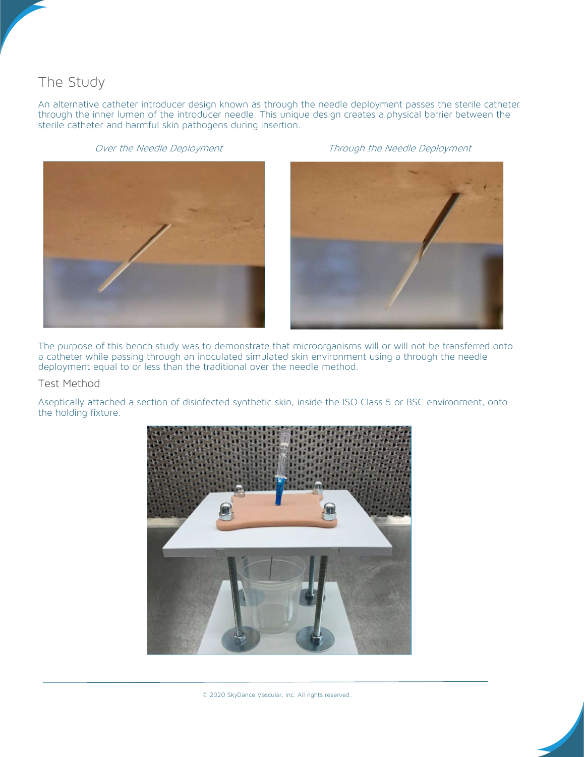## The Study

An alternative catheter introducer design known as through the needle deployment passes the sterile catheter through the inner lumen of the introducer needle. This unique design creates a physical barrier between the sterile catheter and harmful skin pathogens during insertion.

*Over the Needle Deployment*

*Through the Needle Deployment*

The purpose of this bench study was to demonstrate that microorganisms will or will not be transferred onto a catheter while passing through an inoculated simulated skin environment using a through the needle deployment equal to or less than the traditional over the needle method.

### Test Method

Aseptically attached a section of disinfected synthetic skin, inside the ISO Class 5 or BSC environment, onto the holding fixture.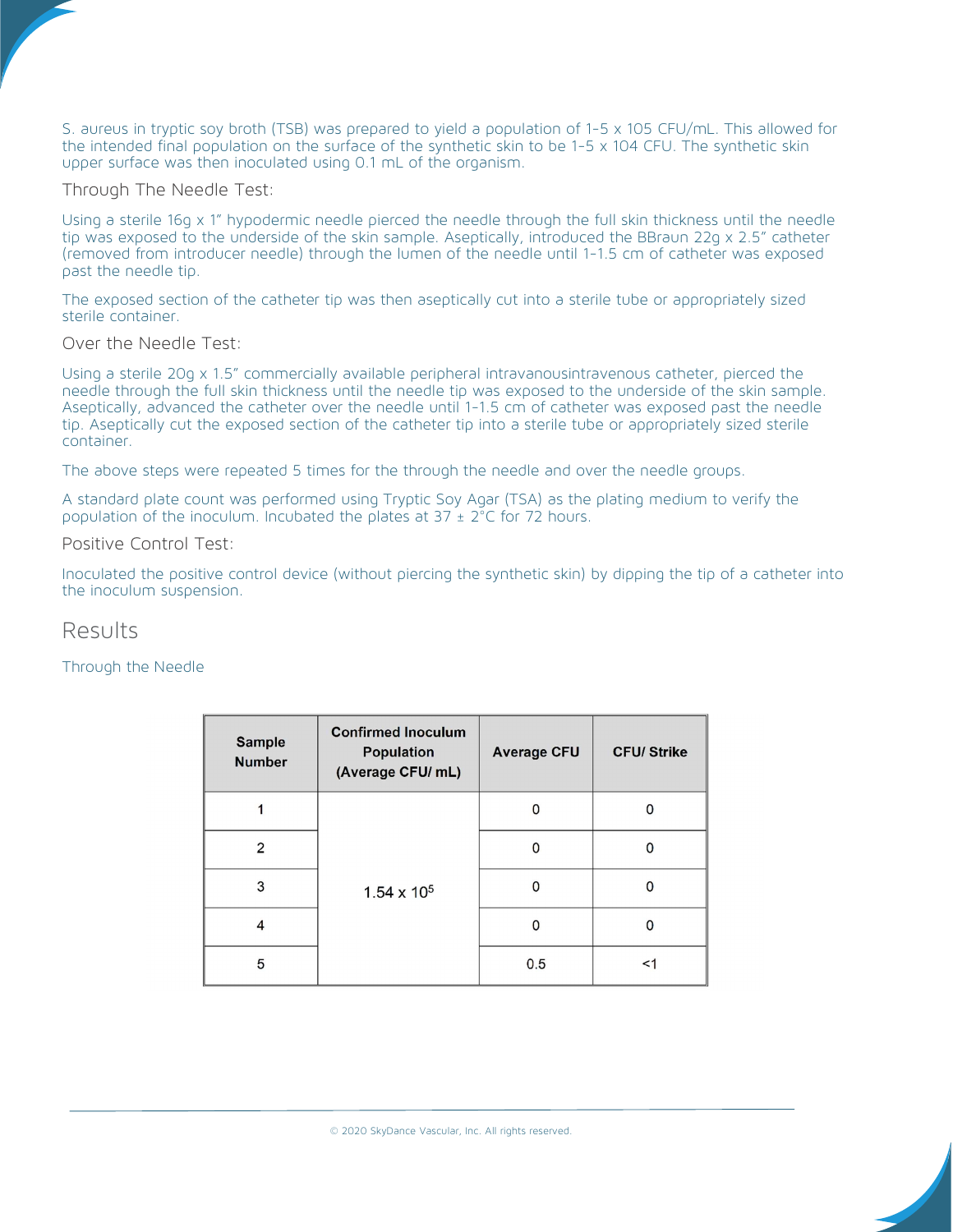S. aureus in tryptic soy broth (TSB) was prepared to yield a population of 1-5 x 105 CFU/mL. This allowed for the intended final population on the surface of the synthetic skin to be 1-5 x 104 CFU. The synthetic skin upper surface was then inoculated using 0.1 mL of the organism.

### Through The Needle Test:

Using a sterile 16g x 1" hypodermic needle pierced the needle through the full skin thickness until the needle tip was exposed to the underside of the skin sample. Aseptically, introduced the BBraun 22g x 2.5" catheter (removed from introducer needle) through the lumen of the needle until 1-1.5 cm of catheter was exposed past the needle tip.

The exposed section of the catheter tip was then aseptically cut into a sterile tube or appropriately sized sterile container.

### Over the Needle Test:

Using a sterile 20g x 1.5" commercially available peripheral intravanousintravenous catheter, pierced the needle through the full skin thickness until the needle tip was exposed to the underside of the skin sample. Aseptically, advanced the catheter over the needle until 1-1.5 cm of catheter was exposed past the needle tip. Aseptically cut the exposed section of the catheter tip into a sterile tube or appropriately sized sterile container.

The above steps were repeated 5 times for the through the needle and over the needle groups.

A standard plate count was performed using Tryptic Soy Agar (TSA) as the plating medium to verify the population of the inoculum. Incubated the plates at 37 ± 2°C for 72 hours.

### Positive Control Test:

Inoculated the positive control device (without piercing the synthetic skin) by dipping the tip of a catheter into the inoculum suspension.

## Results

Through the Needle

| Sample Number | Confirmed Inoculum Population (Average CFU/ mL) | Average CFU | CFU/ Strike |
|---|---|---|---|
| 1 | $1.54 \times 10^5$ | 0 | 0 |
| 2 | | 0 | 0 |
| 3 | | 0 | 0 |
| 4 | | 0 | 0 |
| 5 | | 0.5 | <1 |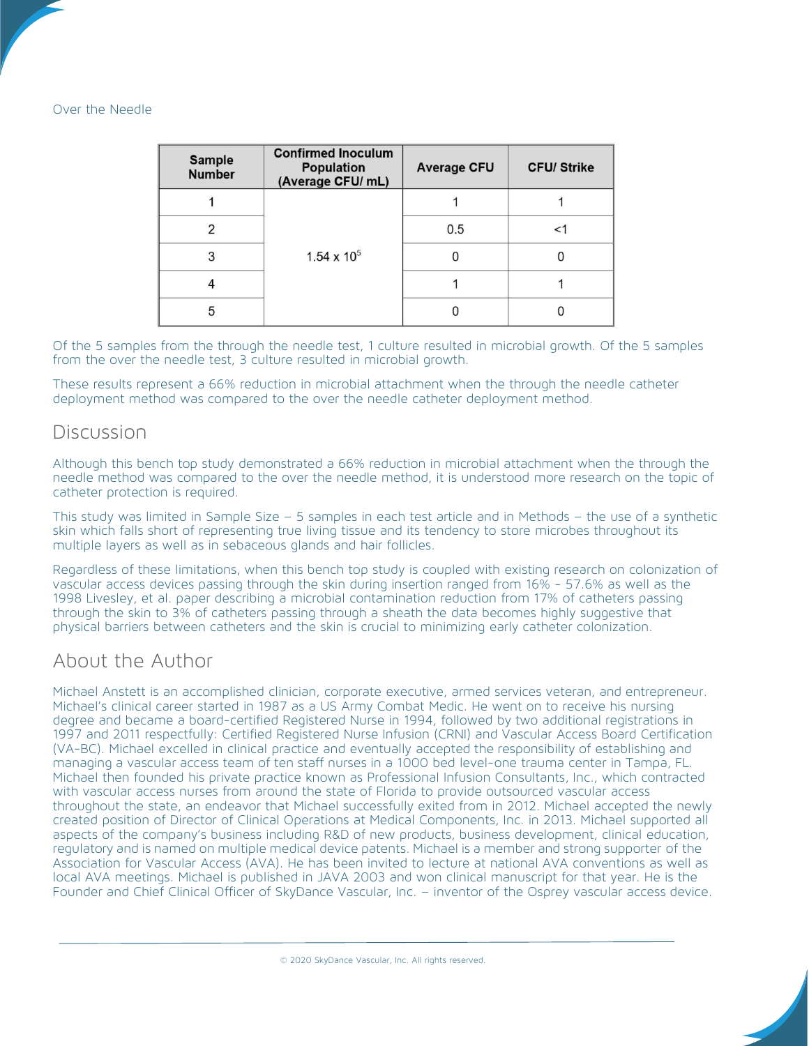Over the Needle

| Sample Number | Confirmed Inoculum Population (Average CFU/ mL) | Average CFU | CFU/ Strike |
|---|---|---|---|
| 1 | $1.54 \times 10^5$ | 1 | 1 |
| 2 | | 0.5 | <1 |
| 3 | | 0 | 0 |
| 4 | | 1 | 1 |
| 5 | | 0 | 0 |

Of the 5 samples from the through the needle test, 1 culture resulted in microbial growth. Of the 5 samples from the over the needle test, 3 culture resulted in microbial growth.

These results represent a 66% reduction in microbial attachment when the through the needle catheter deployment method was compared to the over the needle catheter deployment method.

## Discussion

Although this bench top study demonstrated a 66% reduction in microbial attachment when the through the needle method was compared to the over the needle method, it is understood more research on the topic of catheter protection is required.

This study was limited in Sample Size – 5 samples in each test article and in Methods – the use of a synthetic skin which falls short of representing true living tissue and its tendency to store microbes throughout its multiple layers as well as in sebaceous glands and hair follicles.

Regardless of these limitations, when this bench top study is coupled with existing research on colonization of vascular access devices passing through the skin during insertion ranged from 16% - 57.6% as well as the 1998 Livesley, et al. paper describing a microbial contamination reduction from 17% of catheters passing through the skin to 3% of catheters passing through a sheath the data becomes highly suggestive that physical barriers between catheters and the skin is crucial to minimizing early catheter colonization.

## About the Author

Michael Anstett is an accomplished clinician, corporate executive, armed services veteran, and entrepreneur. Michael's clinical career started in 1987 as a US Army Combat Medic. He went on to receive his nursing degree and became a board-certified Registered Nurse in 1994, followed by two additional registrations in 1997 and 2011 respectfully: Certified Registered Nurse Infusion (CRNI) and Vascular Access Board Certification (VA-BC). Michael excelled in clinical practice and eventually accepted the responsibility of establishing and managing a vascular access team of ten staff nurses in a 1000 bed level-one trauma center in Tampa, FL. Michael then founded his private practice known as Professional Infusion Consultants, Inc., which contracted with vascular access nurses from around the state of Florida to provide outsourced vascular access throughout the state, an endeavor that Michael successfully exited from in 2012. Michael accepted the newly created position of Director of Clinical Operations at Medical Components, Inc. in 2013. Michael supported all aspects of the company's business including R&D of new products, business development, clinical education, regulatory and is named on multiple medical device patents. Michael is a member and strong supporter of the Association for Vascular Access (AVA). He has been invited to lecture at national AVA conventions as well as local AVA meetings. Michael is published in JAVA 2003 and won clinical manuscript for that year. He is the Founder and Chief Clinical Officer of SkyDance Vascular, Inc. – inventor of the Osprey vascular access device.

© 2020 SkyDance Vascular, Inc. All rights reserved.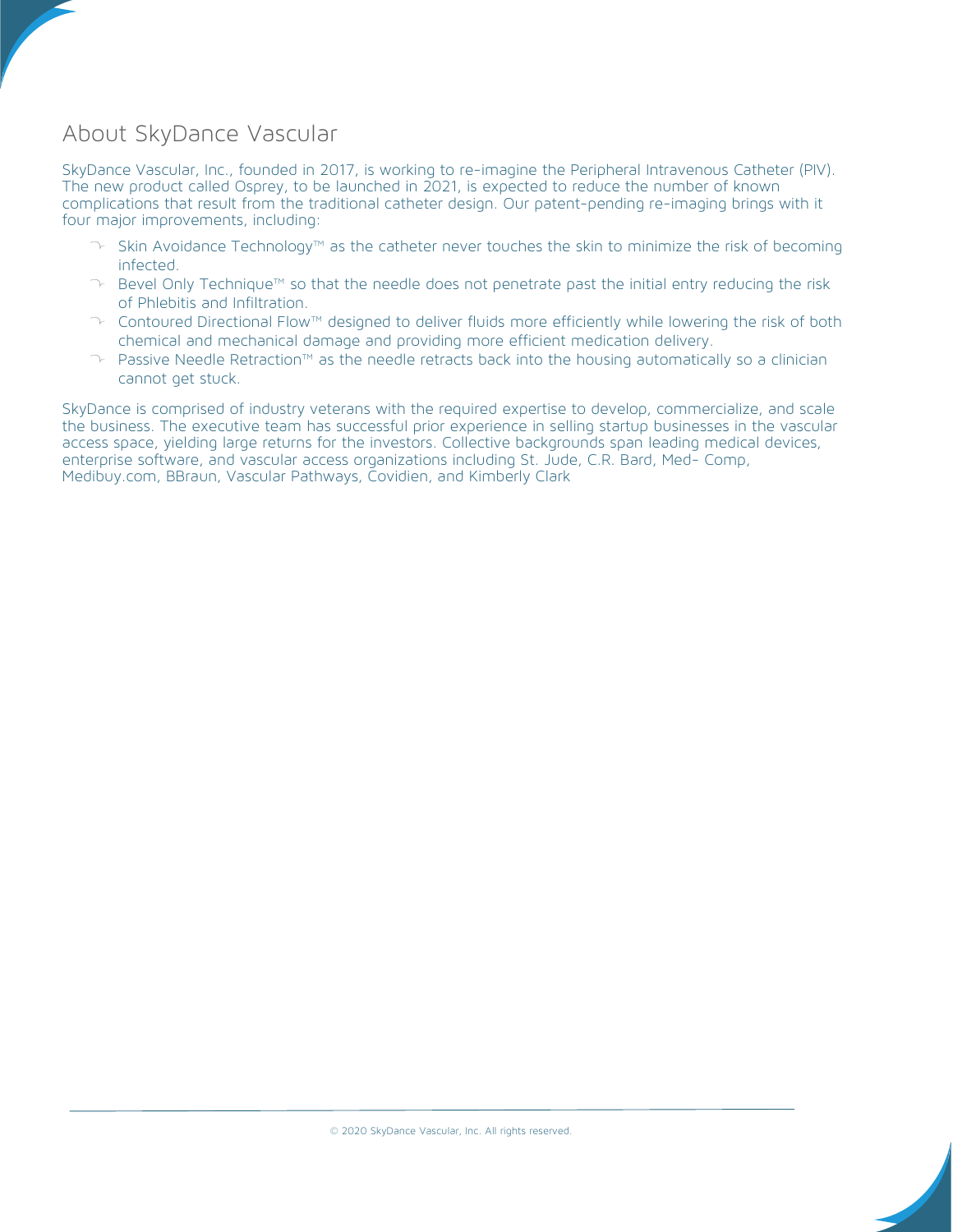## About SkyDance Vascular

SkyDance Vascular, Inc., founded in 2017, is working to re-imagine the Peripheral Intravenous Catheter (PIV). The new product called Osprey, to be launched in 2021, is expected to reduce the number of known complications that result from the traditional catheter design. Our patent-pending re-imaging brings with it four major improvements, including:

- Skin Avoidance Technology™ as the catheter never touches the skin to minimize the risk of becoming infected.
- Bevel Only Technique™ so that the needle does not penetrate past the initial entry reducing the risk of Phlebitis and Infiltration.
- Contoured Directional Flow™ designed to deliver fluids more efficiently while lowering the risk of both chemical and mechanical damage and providing more efficient medication delivery.
- Passive Needle Retraction™ as the needle retracts back into the housing automatically so a clinician cannot get stuck.

SkyDance is comprised of industry veterans with the required expertise to develop, commercialize, and scale the business. The executive team has successful prior experience in selling startup businesses in the vascular access space, yielding large returns for the investors. Collective backgrounds span leading medical devices, enterprise software, and vascular access organizations including St. Jude, C.R. Bard, Med- Comp, Medibuy.com, BBraun, Vascular Pathways, Covidien, and Kimberly Clark

© 2020 SkyDance Vascular, Inc. All rights reserved.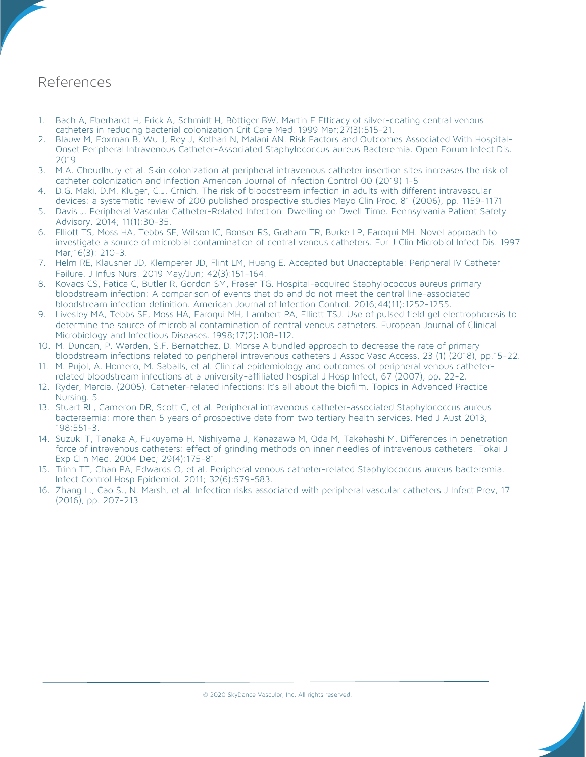# References

1. Bach A, Eberhardt H, Frick A, Schmidt H, Böttiger BW, Martin E Efficacy of silver-coating central venous catheters in reducing bacterial colonization Crit Care Med. 1999 Mar;27(3):515-21.
2. Blauw M, Foxman B, Wu J, Rey J, Kothari N, Malani AN. Risk Factors and Outcomes Associated With Hospital-Onset Peripheral Intravenous Catheter-Associated Staphylococcus aureus Bacteremia. Open Forum Infect Dis. 2019
3. M.A. Choudhury et al. Skin colonization at peripheral intravenous catheter insertion sites increases the risk of catheter colonization and infection American Journal of Infection Control 00 (2019) 1-5
4. D.G. Maki, D.M. Kluger, C.J. Crnich. The risk of bloodstream infection in adults with different intravascular devices: a systematic review of 200 published prospective studies Mayo Clin Proc, 81 (2006), pp. 1159-1171
5. Davis J. Peripheral Vascular Catheter-Related Infection: Dwelling on Dwell Time. Pennsylvania Patient Safety Advisory. 2014; 11(1):30-35.
6. Elliott TS, Moss HA, Tebbs SE, Wilson IC, Bonser RS, Graham TR, Burke LP, Faroqui MH. Novel approach to investigate a source of microbial contamination of central venous catheters. Eur J Clin Microbiol Infect Dis. 1997 Mar;16(3): 210-3.
7. Helm RE, Klausner JD, Klemperer JD, Flint LM, Huang E. Accepted but Unacceptable: Peripheral IV Catheter Failure. J Infus Nurs. 2019 May/Jun; 42(3):151-164.
8. Kovacs CS, Fatica C, Butler R, Gordon SM, Fraser TG. Hospital-acquired Staphylococcus aureus primary bloodstream infection: A comparison of events that do and do not meet the central line-associated bloodstream infection definition. American Journal of Infection Control. 2016;44(11):1252-1255.
9. Livesley MA, Tebbs SE, Moss HA, Faroqui MH, Lambert PA, Elliott TSJ. Use of pulsed field gel electrophoresis to determine the source of microbial contamination of central venous catheters. European Journal of Clinical Microbiology and Infectious Diseases. 1998;17(2):108-112.
10. M. Duncan, P. Warden, S.F. Bernatchez, D. Morse A bundled approach to decrease the rate of primary bloodstream infections related to peripheral intravenous catheters J Assoc Vasc Access, 23 (1) (2018), pp.15-22.
11. M. Pujol, A. Hornero, M. Saballs, et al. Clinical epidemiology and outcomes of peripheral venous catheter-related bloodstream infections at a university-affiliated hospital J Hosp Infect, 67 (2007), pp. 22-2.
12. Ryder, Marcia. (2005). Catheter-related infections: It's all about the biofilm. Topics in Advanced Practice Nursing. 5.
13. Stuart RL, Cameron DR, Scott C, et al. Peripheral intravenous catheter-associated Staphylococcus aureus bacteraemia: more than 5 years of prospective data from two tertiary health services. Med J Aust 2013; 198:551-3.
14. Suzuki T, Tanaka A, Fukuyama H, Nishiyama J, Kanazawa M, Oda M, Takahashi M. Differences in penetration force of intravenous catheters: effect of grinding methods on inner needles of intravenous catheters. Tokai J Exp Clin Med. 2004 Dec; 29(4):175-81.
15. Trinh TT, Chan PA, Edwards O, et al. Peripheral venous catheter-related Staphylococcus aureus bacteremia. Infect Control Hosp Epidemiol. 2011; 32(6):579-583.
16. Zhang L., Cao S., N. Marsh, et al. Infection risks associated with peripheral vascular catheters J Infect Prev, 17 (2016), pp. 207-213

© 2020 SkyDance Vascular, Inc. All rights reserved.